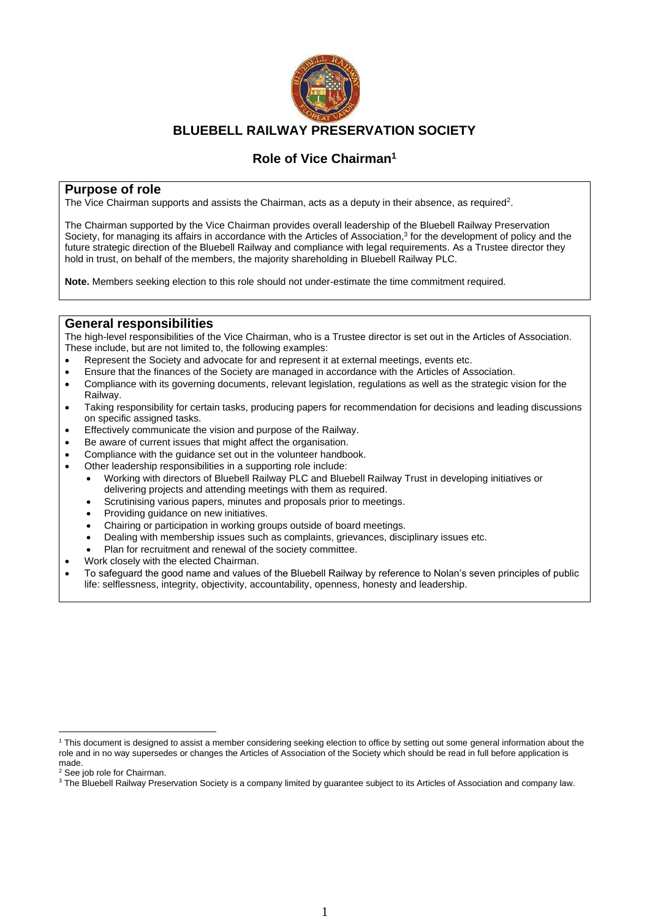# BLUEBELL RAILWAY PRESERVATION SOCIETY

## Role of Vice Chairman[1]

### Purpose of role

The Vice Chairman supports and assists the Chairman, acts as a deputy in their absence, as required[2].

The Chairman supported by the Vice Chairman provides overall leadership of the Bluebell Railway Preservation Society, for managing its affairs in accordance with the Articles of Association,[3] for the development of policy and the future strategic direction of the Bluebell Railway and compliance with legal requirements. As a Trustee director they hold in trust, on behalf of the members, the majority shareholding in Bluebell Railway PLC.

**Note.** Members seeking election to this role should not under-estimate the time commitment required.

### General responsibilities

The high-level responsibilities of the Vice Chairman, who is a Trustee director is set out in the Articles of Association. These include, but are not limited to, the following examples:

- Represent the Society and advocate for and represent it at external meetings, events etc.
- Ensure that the finances of the Society are managed in accordance with the Articles of Association.
- Compliance with its governing documents, relevant legislation, regulations as well as the strategic vision for the Railway.
- Taking responsibility for certain tasks, producing papers for recommendation for decisions and leading discussions on specific assigned tasks.
- Effectively communicate the vision and purpose of the Railway.
- Be aware of current issues that might affect the organisation.
- Compliance with the guidance set out in the volunteer handbook.
- Other leadership responsibilities in a supporting role include:
  - Working with directors of Bluebell Railway PLC and Bluebell Railway Trust in developing initiatives or delivering projects and attending meetings with them as required.
  - Scrutinising various papers, minutes and proposals prior to meetings.
  - Providing guidance on new initiatives.
  - Chairing or participation in working groups outside of board meetings.
  - Dealing with membership issues such as complaints, grievances, disciplinary issues etc.
  - Plan for recruitment and renewal of the society committee.
- Work closely with the elected Chairman.
- To safeguard the good name and values of the Bluebell Railway by reference to Nolan's seven principles of public life: selflessness, integrity, objectivity, accountability, openness, honesty and leadership.

---

[1] This document is designed to assist a member considering seeking election to office by setting out some general information about the role and in no way supersedes or changes the Articles of Association of the Society which should be read in full before application is made.

[2] See job role for Chairman.

[3] The Bluebell Railway Preservation Society is a company limited by guarantee subject to its Articles of Association and company law.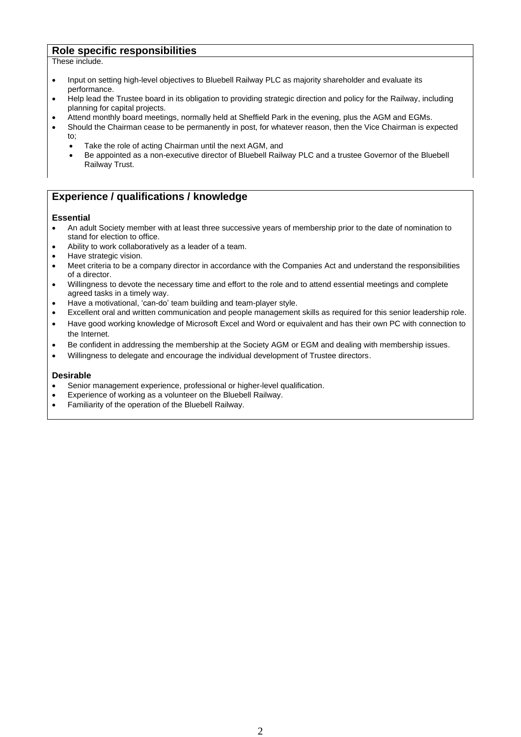## Role specific responsibilities

These include.

- Input on setting high-level objectives to Bluebell Railway PLC as majority shareholder and evaluate its performance.
- Help lead the Trustee board in its obligation to providing strategic direction and policy for the Railway, including planning for capital projects.
- Attend monthly board meetings, normally held at Sheffield Park in the evening, plus the AGM and EGMs.
- Should the Chairman cease to be permanently in post, for whatever reason, then the Vice Chairman is expected to;
  - Take the role of acting Chairman until the next AGM, and
  - Be appointed as a non-executive director of Bluebell Railway PLC and a trustee Governor of the Bluebell Railway Trust.

## Experience / qualifications / knowledge

**Essential**

- An adult Society member with at least three successive years of membership prior to the date of nomination to stand for election to office.
- Ability to work collaboratively as a leader of a team.
- Have strategic vision.
- Meet criteria to be a company director in accordance with the Companies Act and understand the responsibilities of a director.
- Willingness to devote the necessary time and effort to the role and to attend essential meetings and complete agreed tasks in a timely way.
- Have a motivational, 'can-do' team building and team-player style.
- Excellent oral and written communication and people management skills as required for this senior leadership role.
- Have good working knowledge of Microsoft Excel and Word or equivalent and has their own PC with connection to the Internet.
- Be confident in addressing the membership at the Society AGM or EGM and dealing with membership issues.
- Willingness to delegate and encourage the individual development of Trustee directors.

**Desirable**

- Senior management experience, professional or higher-level qualification.
- Experience of working as a volunteer on the Bluebell Railway.
- Familiarity of the operation of the Bluebell Railway.